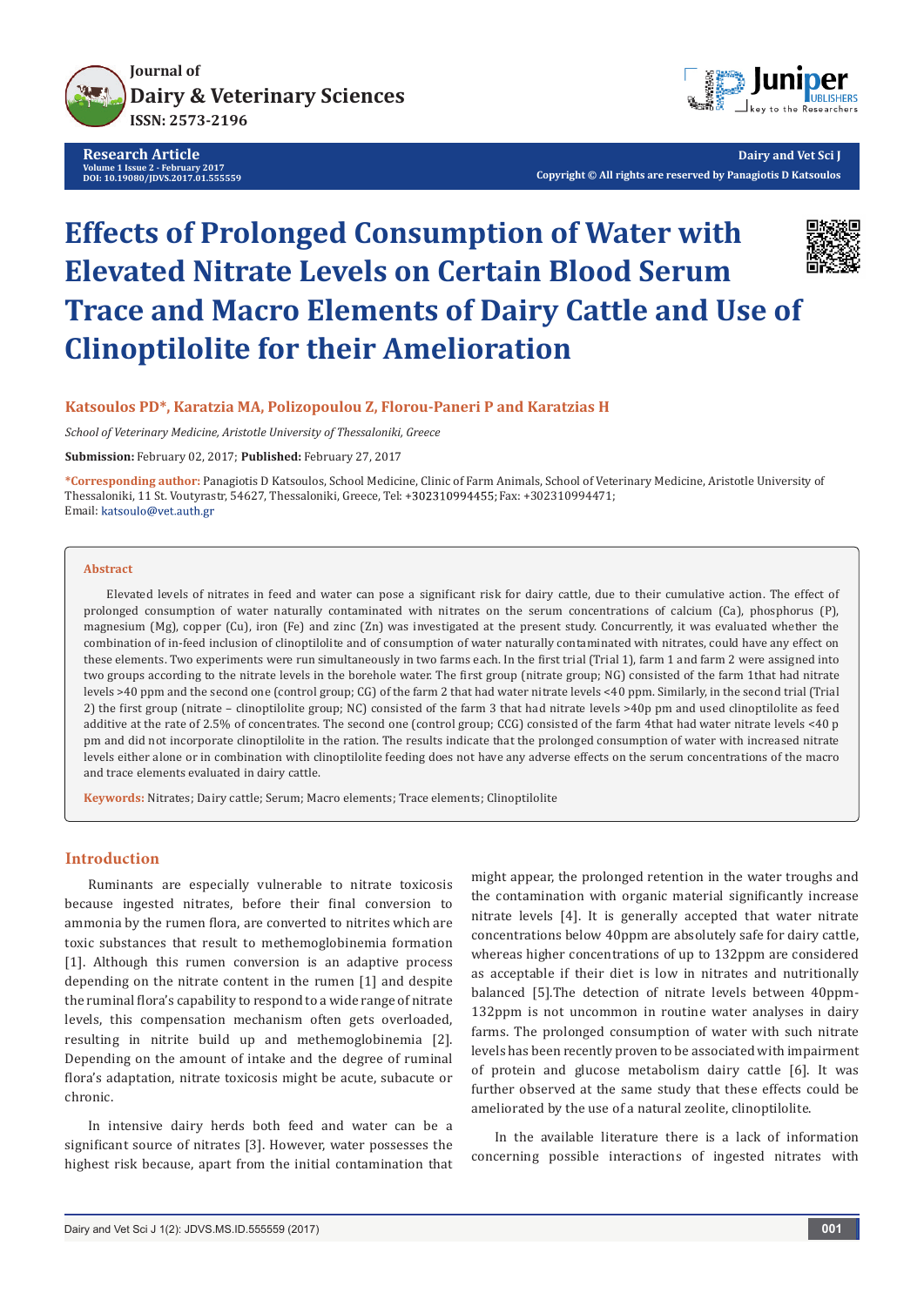Journal of
Dairy & Veterinary Sciences
ISSN: 2573-2196

**Research Article**
Volume 1 Issue 2 - February 2017
DOI: 10.19080/JDVS.2017.01.555559

Dairy and Vet Sci J
Copyright © All rights are reserved by Panagiotis D Katsoulos

# Effects of Prolonged Consumption of Water with Elevated Nitrate Levels on Certain Blood Serum Trace and Macro Elements of Dairy Cattle and Use of Clinoptilolite for their Amelioration

**Katsoulos PD\*, Karatzia MA, Polizopoulou Z, Florou-Paneri P and Karatzias H**

*School of Veterinary Medicine, Aristotle University of Thessaloniki, Greece*

**Submission:** February 02, 2017; **Published:** February 27, 2017

**\*Corresponding author:** Panagiotis D Katsoulos, School Medicine, Clinic of Farm Animals, School of Veterinary Medicine, Aristotle University of Thessaloniki, 11 St. Voutyrastr, 54627, Thessaloniki, Greece, Tel: +302310994455; Fax: +302310994471; Email: katsoulo@vet.auth.gr

## Abstract

Elevated levels of nitrates in feed and water can pose a significant risk for dairy cattle, due to their cumulative action. The effect of prolonged consumption of water naturally contaminated with nitrates on the serum concentrations of calcium (Ca), phosphorus (P), magnesium (Mg), copper (Cu), iron (Fe) and zinc (Zn) was investigated at the present study. Concurrently, it was evaluated whether the combination of in-feed inclusion of clinoptilolite and of consumption of water naturally contaminated with nitrates, could have any effect on these elements. Two experiments were run simultaneously in two farms each. In the first trial (Trial 1), farm 1 and farm 2 were assigned into two groups according to the nitrate levels in the borehole water. The first group (nitrate group; NG) consisted of the farm 1that had nitrate levels >40 ppm and the second one (control group; CG) of the farm 2 that had water nitrate levels <40 ppm. Similarly, in the second trial (Trial 2) the first group (nitrate – clinoptilolite group; NC) consisted of the farm 3 that had nitrate levels >40p pm and used clinoptilolite as feed additive at the rate of 2.5% of concentrates. The second one (control group; CCG) consisted of the farm 4that had water nitrate levels <40 p pm and did not incorporate clinoptilolite in the ration. The results indicate that the prolonged consumption of water with increased nitrate levels either alone or in combination with clinoptilolite feeding does not have any adverse effects on the serum concentrations of the macro and trace elements evaluated in dairy cattle.

**Keywords:** Nitrates; Dairy cattle; Serum; Macro elements; Trace elements; Clinoptilolite

## Introduction

Ruminants are especially vulnerable to nitrate toxicosis because ingested nitrates, before their final conversion to ammonia by the rumen flora, are converted to nitrites which are toxic substances that result to methemoglobinemia formation [1]. Although this rumen conversion is an adaptive process depending on the nitrate content in the rumen [1] and despite the ruminal flora's capability to respond to a wide range of nitrate levels, this compensation mechanism often gets overloaded, resulting in nitrite build up and methemoglobinemia [2]. Depending on the amount of intake and the degree of ruminal flora's adaptation, nitrate toxicosis might be acute, subacute or chronic.

In intensive dairy herds both feed and water can be a significant source of nitrates [3]. However, water possesses the highest risk because, apart from the initial contamination that might appear, the prolonged retention in the water troughs and the contamination with organic material significantly increase nitrate levels [4]. It is generally accepted that water nitrate concentrations below 40ppm are absolutely safe for dairy cattle, whereas higher concentrations of up to 132ppm are considered as acceptable if their diet is low in nitrates and nutritionally balanced [5].The detection of nitrate levels between 40ppm-132ppm is not uncommon in routine water analyses in dairy farms. The prolonged consumption of water with such nitrate levels has been recently proven to be associated with impairment of protein and glucose metabolism dairy cattle [6]. It was further observed at the same study that these effects could be ameliorated by the use of a natural zeolite, clinoptilolite.

In the available literature there is a lack of information concerning possible interactions of ingested nitrates with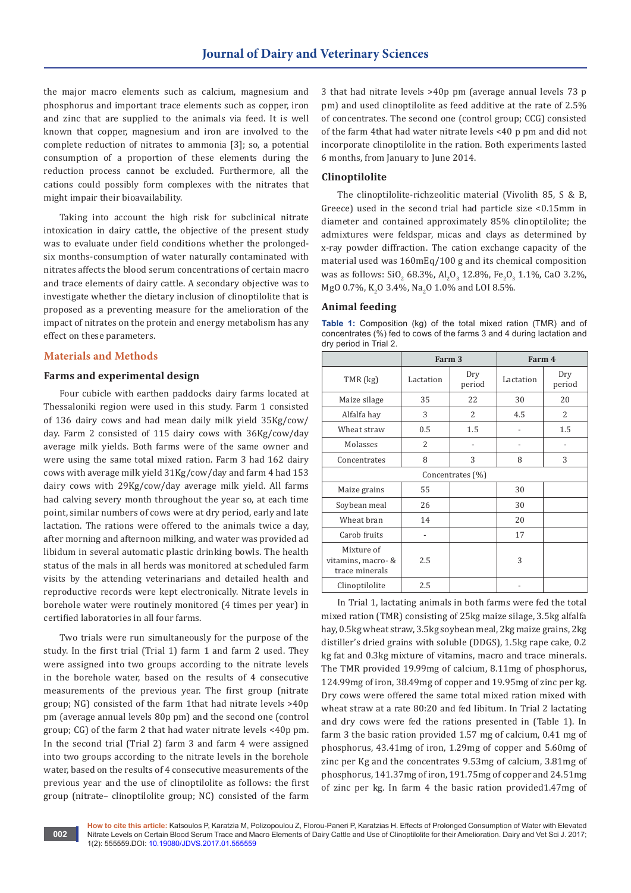the major macro elements such as calcium, magnesium and phosphorus and important trace elements such as copper, iron and zinc that are supplied to the animals via feed. It is well known that copper, magnesium and iron are involved to the complete reduction of nitrates to ammonia [3]; so, a potential consumption of a proportion of these elements during the reduction process cannot be excluded. Furthermore, all the cations could possibly form complexes with the nitrates that might impair their bioavailability.

Taking into account the high risk for subclinical nitrate intoxication in dairy cattle, the objective of the present study was to evaluate under field conditions whether the prolonged-six months-consumption of water naturally contaminated with nitrates affects the blood serum concentrations of certain macro and trace elements of dairy cattle. A secondary objective was to investigate whether the dietary inclusion of clinoptilolite that is proposed as a preventing measure for the amelioration of the impact of nitrates on the protein and energy metabolism has any effect on these parameters.

## Materials and Methods

### Farms and experimental design

Four cubicle with earthen paddocks dairy farms located at Thessaloniki region were used in this study. Farm 1 consisted of 136 dairy cows and had mean daily milk yield 35Kg/cow/day. Farm 2 consisted of 115 dairy cows with 36Kg/cow/day average milk yields. Both farms were of the same owner and were using the same total mixed ration. Farm 3 had 162 dairy cows with average milk yield 31Kg/cow/day and farm 4 had 153 dairy cows with 29Kg/cow/day average milk yield. All farms had calving severy month throughout the year so, at each time point, similar numbers of cows were at dry period, early and late lactation. The rations were offered to the animals twice a day, after morning and afternoon milking, and water was provided ad libidum in several automatic plastic drinking bowls. The health status of the mals in all herds was monitored at scheduled farm visits by the attending veterinarians and detailed health and reproductive records were kept electronically. Nitrate levels in borehole water were routinely monitored (4 times per year) in certified laboratories in all four farms.

Two trials were run simultaneously for the purpose of the study. In the first trial (Trial 1) farm 1 and farm 2 used. They were assigned into two groups according to the nitrate levels in the borehole water, based on the results of 4 consecutive measurements of the previous year. The first group (nitrate group; NG) consisted of the farm 1that had nitrate levels >40p pm (average annual levels 80p pm) and the second one (control group; CG) of the farm 2 that had water nitrate levels <40p pm. In the second trial (Trial 2) farm 3 and farm 4 were assigned into two groups according to the nitrate levels in the borehole water, based on the results of 4 consecutive measurements of the previous year and the use of clinoptilolite as follows: the first group (nitrate– clinoptilolite group; NC) consisted of the farm 3 that had nitrate levels >40p pm (average annual levels 73 p pm) and used clinoptilolite as feed additive at the rate of 2.5% of concentrates. The second one (control group; CCG) consisted of the farm 4that had water nitrate levels <40 p pm and did not incorporate clinoptilolite in the ration. Both experiments lasted 6 months, from January to June 2014.

### Clinoptilolite

The clinoptilolite-richzeolitic material (Vivolith 85, S & B, Greece) used in the second trial had particle size <0.15mm in diameter and contained approximately 85% clinoptilolite; the admixtures were feldspar, micas and clays as determined by x-ray powder diffraction. The cation exchange capacity of the material used was 160mEq/100 g and its chemical composition was as follows: $SiO_2$ 68.3%, $Al_2O_3$ 12.8%, $Fe_2O_3$ 1.1%, CaO 3.2%, MgO 0.7%, $K_2O$ 3.4%, $Na_2O$ 1.0% and LOI 8.5%.

### Animal feeding

**Table 1:** Composition (kg) of the total mixed ration (TMR) and of concentrates (%) fed to cows of the farms 3 and 4 during lactation and dry period in Trial 2.

| | Farm 3 | | Farm 4 | |
|---|---|---|---|---|
| TMR (kg) | Lactation | Dry period | Lactation | Dry period |
| Maize silage | 35 | 22 | 30 | 20 |
| Alfalfa hay | 3 | 2 | 4.5 | 2 |
| Wheat straw | 0.5 | 1.5 | - | 1.5 |
| Molasses | 2 | - | - | - |
| Concentrates | 8 | 3 | 8 | 3 |
| Concentrates (%) | | | | |
| Maize grains | 55 | | 30 | |
| Soybean meal | 26 | | 30 | |
| Wheat bran | 14 | | 20 | |
| Carob fruits | - | | 17 | |
| Mixture of vitamins, macro- & trace minerals | 2.5 | | 3 | |
| Clinoptilolite | 2.5 | | - | |

In Trial 1, lactating animals in both farms were fed the total mixed ration (TMR) consisting of 25kg maize silage, 3.5kg alfalfa hay, 0.5kg wheat straw, 3.5kg soybean meal, 2kg maize grains, 2kg distiller's dried grains with soluble (DDGS), 1.5kg rape cake, 0.2 kg fat and 0.3kg mixture of vitamins, macro and trace minerals. The TMR provided 19.99mg of calcium, 8.11mg of phosphorus, 124.99mg of iron, 38.49mg of copper and 19.95mg of zinc per kg. Dry cows were offered the same total mixed ration mixed with wheat straw at a rate 80:20 and fed libitum. In Trial 2 lactating and dry cows were fed the rations presented in (Table 1). In farm 3 the basic ration provided 1.57 mg of calcium, 0.41 mg of phosphorus, 43.41mg of iron, 1.29mg of copper and 5.60mg of zinc per Kg and the concentrates 9.53mg of calcium, 3.81mg of phosphorus, 141.37mg of iron, 191.75mg of copper and 24.51mg of zinc per kg. In farm 4 the basic ration provided1.47mg of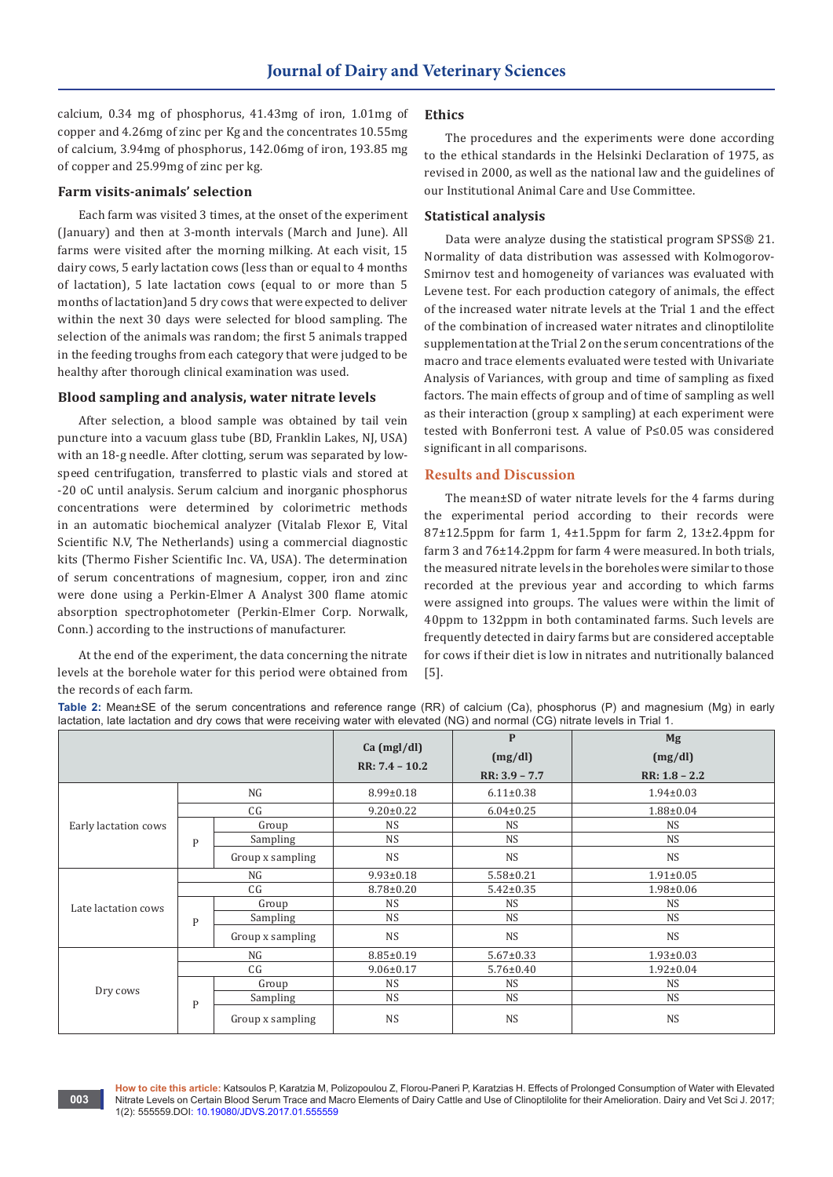calcium, 0.34 mg of phosphorus, 41.43mg of iron, 1.01mg of copper and 4.26mg of zinc per Kg and the concentrates 10.55mg of calcium, 3.94mg of phosphorus, 142.06mg of iron, 193.85 mg of copper and 25.99mg of zinc per kg.

### Farm visits-animals' selection

Each farm was visited 3 times, at the onset of the experiment (January) and then at 3-month intervals (March and June). All farms were visited after the morning milking. At each visit, 15 dairy cows, 5 early lactation cows (less than or equal to 4 months of lactation), 5 late lactation cows (equal to or more than 5 months of lactation)and 5 dry cows that were expected to deliver within the next 30 days were selected for blood sampling. The selection of the animals was random; the first 5 animals trapped in the feeding troughs from each category that were judged to be healthy after thorough clinical examination was used.

### Blood sampling and analysis, water nitrate levels

After selection, a blood sample was obtained by tail vein puncture into a vacuum glass tube (BD, Franklin Lakes, NJ, USA) with an 18-g needle. After clotting, serum was separated by low-speed centrifugation, transferred to plastic vials and stored at -20 oC until analysis. Serum calcium and inorganic phosphorus concentrations were determined by colorimetric methods in an automatic biochemical analyzer (Vitalab Flexor E, Vital Scientific N.V, The Netherlands) using a commercial diagnostic kits (Thermo Fisher Scientific Inc. VA, USA). The determination of serum concentrations of magnesium, copper, iron and zinc were done using a Perkin-Elmer A Analyst 300 flame atomic absorption spectrophotometer (Perkin-Elmer Corp. Norwalk, Conn.) according to the instructions of manufacturer.

At the end of the experiment, the data concerning the nitrate levels at the borehole water for this period were obtained from the records of each farm.

### Ethics

The procedures and the experiments were done according to the ethical standards in the Helsinki Declaration of 1975, as revised in 2000, as well as the national law and the guidelines of our Institutional Animal Care and Use Committee.

### Statistical analysis

Data were analyze dusing the statistical program SPSS® 21. Normality of data distribution was assessed with Kolmogorov-Smirnov test and homogeneity of variances was evaluated with Levene test. For each production category of animals, the effect of the increased water nitrate levels at the Trial 1 and the effect of the combination of increased water nitrates and clinoptilolite supplementation at the Trial 2 on the serum concentrations of the macro and trace elements evaluated were tested with Univariate Analysis of Variances, with group and time of sampling as fixed factors. The main effects of group and of time of sampling as well as their interaction (group x sampling) at each experiment were tested with Bonferroni test. A value of P≤0.05 was considered significant in all comparisons.

## Results and Discussion

The mean±SD of water nitrate levels for the 4 farms during the experimental period according to their records were 87±12.5ppm for farm 1, 4±1.5ppm for farm 2, 13±2.4ppm for farm 3 and 76±14.2ppm for farm 4 were measured. In both trials, the measured nitrate levels in the boreholes were similar to those recorded at the previous year and according to which farms were assigned into groups. The values were within the limit of 40ppm to 132ppm in both contaminated farms. Such levels are frequently detected in dairy farms but are considered acceptable for cows if their diet is low in nitrates and nutritionally balanced [5].

**Table 2:** Mean±SE of the serum concentrations and reference range (RR) of calcium (Ca), phosphorus (P) and magnesium (Mg) in early lactation, late lactation and dry cows that were receiving water with elevated (NG) and normal (CG) nitrate levels in Trial 1.

| | | | Ca (mgl/dl) RR: 7.4 – 10.2 | P (mg/dl) RR: 3.9 – 7.7 | Mg (mg/dl) RR: 1.8 – 2.2 |
|---|---|---|---|---|---|
| Early lactation cows | NG | | 8.99±0.18 | 6.11±0.38 | 1.94±0.03 |
| | CG | | 9.20±0.22 | 6.04±0.25 | 1.88±0.04 |
| | P | Group | NS | NS | NS |
| | | Sampling | NS | NS | NS |
| | | Group x sampling | NS | NS | NS |
| Late lactation cows | NG | | 9.93±0.18 | 5.58±0.21 | 1.91±0.05 |
| | CG | | 8.78±0.20 | 5.42±0.35 | 1.98±0.06 |
| | P | Group | NS | NS | NS |
| | | Sampling | NS | NS | NS |
| | | Group x sampling | NS | NS | NS |
| Dry cows | NG | | 8.85±0.19 | 5.67±0.33 | 1.93±0.03 |
| | CG | | 9.06±0.17 | 5.76±0.40 | 1.92±0.04 |
| | P | Group | NS | NS | NS |
| | | Sampling | NS | NS | NS |
| | | Group x sampling | NS | NS | NS |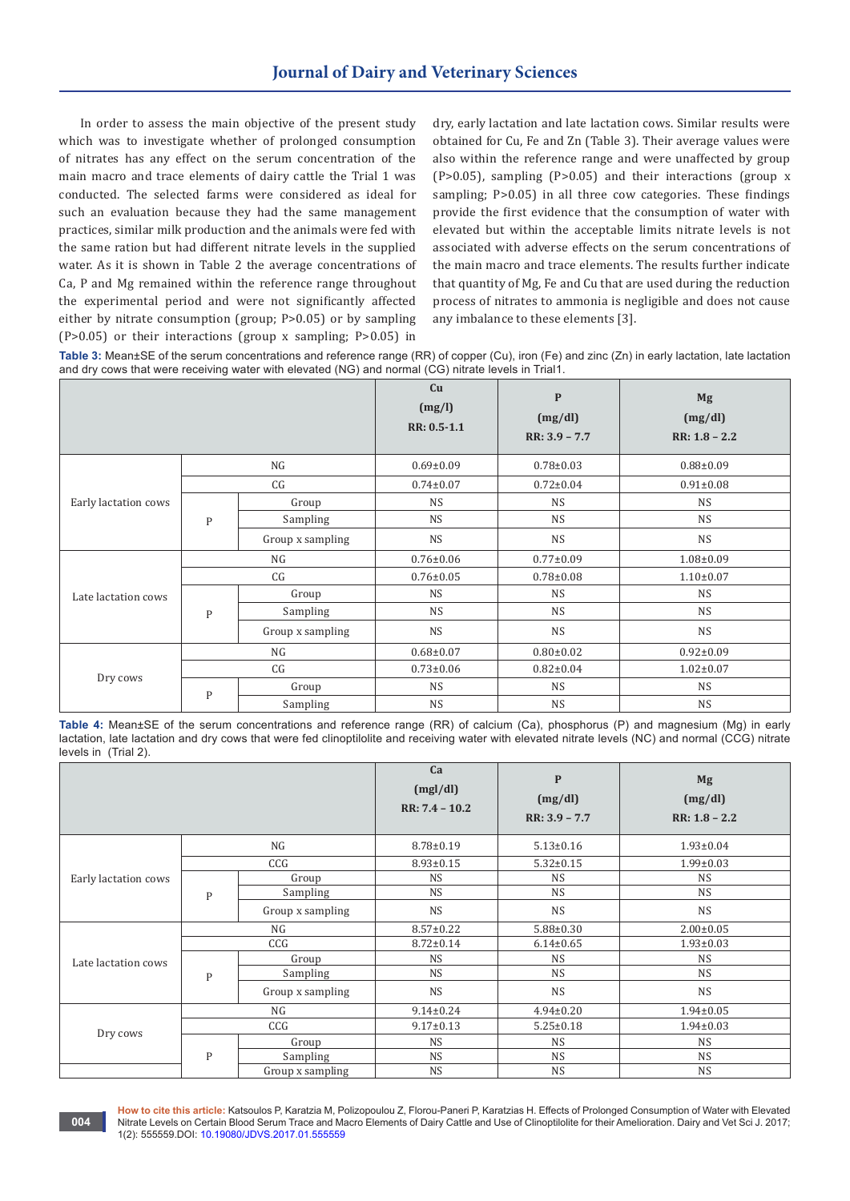In order to assess the main objective of the present study which was to investigate whether of prolonged consumption of nitrates has any effect on the serum concentration of the main macro and trace elements of dairy cattle the Trial 1 was conducted. The selected farms were considered as ideal for such an evaluation because they had the same management practices, similar milk production and the animals were fed with the same ration but had different nitrate levels in the supplied water. As it is shown in Table 2 the average concentrations of Ca, P and Mg remained within the reference range throughout the experimental period and were not significantly affected either by nitrate consumption (group; P>0.05) or by sampling (P>0.05) or their interactions (group x sampling; P>0.05) in dry, early lactation and late lactation cows. Similar results were obtained for Cu, Fe and Zn (Table 3). Their average values were also within the reference range and were unaffected by group (P>0.05), sampling (P>0.05) and their interactions (group x sampling; P>0.05) in all three cow categories. These findings provide the first evidence that the consumption of water with elevated but within the acceptable limits nitrate levels is not associated with adverse effects on the serum concentrations of the main macro and trace elements. The results further indicate that quantity of Mg, Fe and Cu that are used during the reduction process of nitrates to ammonia is negligible and does not cause any imbalance to these elements [3].

**Table 3:** Mean±SE of the serum concentrations and reference range (RR) of copper (Cu), iron (Fe) and zinc (Zn) in early lactation, late lactation and dry cows that were receiving water with elevated (NG) and normal (CG) nitrate levels in Trial1.

| | | | Cu (mg/l) RR: 0.5-1.1 | P (mg/dl) RR: 3.9 – 7.7 | Mg (mg/dl) RR: 1.8 – 2.2 |
|---|---|---|---|---|---|
| Early lactation cows | NG | | 0.69±0.09 | 0.78±0.03 | 0.88±0.09 |
| | CG | | 0.74±0.07 | 0.72±0.04 | 0.91±0.08 |
| | P | Group | NS | NS | NS |
| | | Sampling | NS | NS | NS |
| | | Group x sampling | NS | NS | NS |
| Late lactation cows | NG | | 0.76±0.06 | 0.77±0.09 | 1.08±0.09 |
| | CG | | 0.76±0.05 | 0.78±0.08 | 1.10±0.07 |
| | P | Group | NS | NS | NS |
| | | Sampling | NS | NS | NS |
| | | Group x sampling | NS | NS | NS |
| Dry cows | NG | | 0.68±0.07 | 0.80±0.02 | 0.92±0.09 |
| | CG | | 0.73±0.06 | 0.82±0.04 | 1.02±0.07 |
| | P | Group | NS | NS | NS |
| | | Sampling | NS | NS | NS |

**Table 4:** Mean±SE of the serum concentrations and reference range (RR) of calcium (Ca), phosphorus (P) and magnesium (Mg) in early lactation, late lactation and dry cows that were fed clinoptilolite and receiving water with elevated nitrate levels (NC) and normal (CCG) nitrate levels in (Trial 2).

| | | | Ca (mgl/dl) RR: 7.4 – 10.2 | P (mg/dl) RR: 3.9 – 7.7 | Mg (mg/dl) RR: 1.8 – 2.2 |
|---|---|---|---|---|---|
| Early lactation cows | NG | | 8.78±0.19 | 5.13±0.16 | 1.93±0.04 |
| | CCG | | 8.93±0.15 | 5.32±0.15 | 1.99±0.03 |
| | P | Group | NS | NS | NS |
| | | Sampling | NS | NS | NS |
| | | Group x sampling | NS | NS | NS |
| Late lactation cows | NG | | 8.57±0.22 | 5.88±0.30 | 2.00±0.05 |
| | CCG | | 8.72±0.14 | 6.14±0.65 | 1.93±0.03 |
| | P | Group | NS | NS | NS |
| | | Sampling | NS | NS | NS |
| | | Group x sampling | NS | NS | NS |
| Dry cows | NG | | 9.14±0.24 | 4.94±0.20 | 1.94±0.05 |
| | CCG | | 9.17±0.13 | 5.25±0.18 | 1.94±0.03 |
| | P | Group | NS | NS | NS |
| | | Sampling | NS | NS | NS |
| | | Group x sampling | NS | NS | NS |

**How to cite this article:** Katsoulos P, Karatzia M, Polizopoulou Z, Florou-Paneri P, Karatzias H. Effects of Prolonged Consumption of Water with Elevated Nitrate Levels on Certain Blood Serum Trace and Macro Elements of Dairy Cattle and Use of Clinoptilolite for their Amelioration. Dairy and Vet Sci J. 2017; 1(2): 555559.DOI: 10.19080/JDVS.2017.01.555559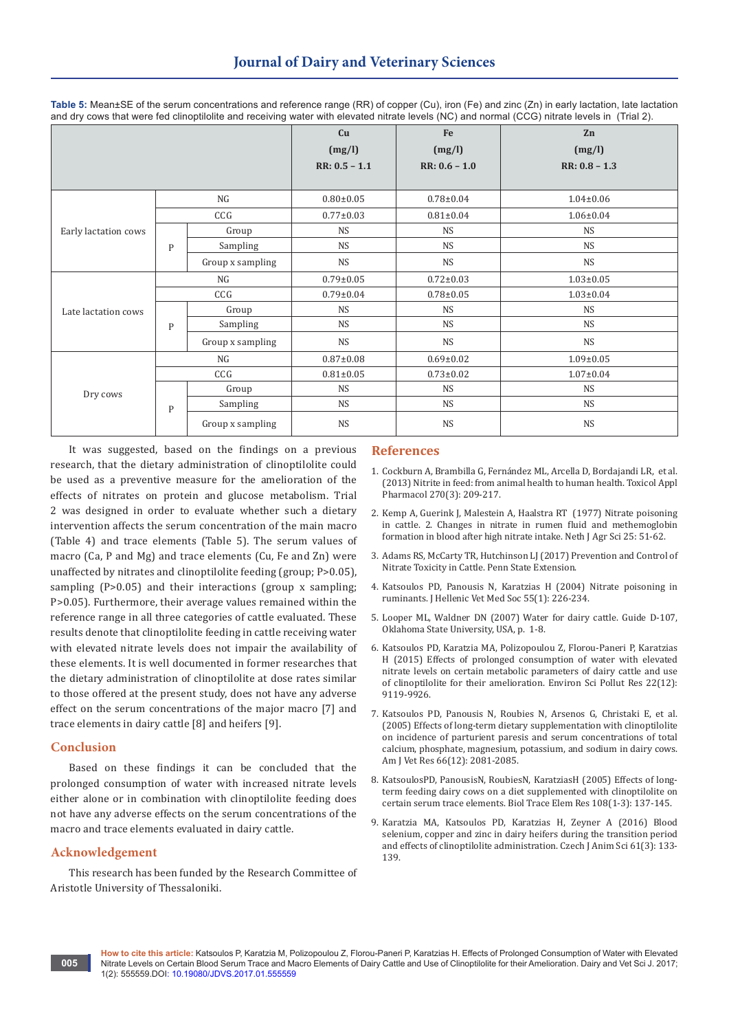**Table 5:** Mean±SE of the serum concentrations and reference range (RR) of copper (Cu), iron (Fe) and zinc (Zn) in early lactation, late lactation and dry cows that were fed clinoptilolite and receiving water with elevated nitrate levels (NC) and normal (CCG) nitrate levels in (Trial 2).

| | | | Cu (mg/l) RR: 0.5 – 1.1 | Fe (mg/l) RR: 0.6 – 1.0 | Zn (mg/l) RR: 0.8 – 1.3 |
|---|---|---|---|---|---|
| Early lactation cows | NG | | 0.80±0.05 | 0.78±0.04 | 1.04±0.06 |
| | CCG | | 0.77±0.03 | 0.81±0.04 | 1.06±0.04 |
| | P | Group | NS | NS | NS |
| | | Sampling | NS | NS | NS |
| | | Group x sampling | NS | NS | NS |
| Late lactation cows | NG | | 0.79±0.05 | 0.72±0.03 | 1.03±0.05 |
| | CCG | | 0.79±0.04 | 0.78±0.05 | 1.03±0.04 |
| | P | Group | NS | NS | NS |
| | | Sampling | NS | NS | NS |
| | | Group x sampling | NS | NS | NS |
| Dry cows | NG | | 0.87±0.08 | 0.69±0.02 | 1.09±0.05 |
| | CCG | | 0.81±0.05 | 0.73±0.02 | 1.07±0.04 |
| | P | Group | NS | NS | NS |
| | | Sampling | NS | NS | NS |
| | | Group x sampling | NS | NS | NS |

It was suggested, based on the findings on a previous research, that the dietary administration of clinoptilolite could be used as a preventive measure for the amelioration of the effects of nitrates on protein and glucose metabolism. Trial 2 was designed in order to evaluate whether such a dietary intervention affects the serum concentration of the main macro (Table 4) and trace elements (Table 5). The serum values of macro (Ca, P and Mg) and trace elements (Cu, Fe and Zn) were unaffected by nitrates and clinoptilolite feeding (group; P>0.05), sampling (P>0.05) and their interactions (group x sampling; P>0.05). Furthermore, their average values remained within the reference range in all three categories of cattle evaluated. These results denote that clinoptilolite feeding in cattle receiving water with elevated nitrate levels does not impair the availability of these elements. It is well documented in former researches that the dietary administration of clinoptilolite at dose rates similar to those offered at the present study, does not have any adverse effect on the serum concentrations of the major macro [7] and trace elements in dairy cattle [8] and heifers [9].

## Conclusion

Based on these findings it can be concluded that the prolonged consumption of water with increased nitrate levels either alone or in combination with clinoptilolite feeding does not have any adverse effects on the serum concentrations of the macro and trace elements evaluated in dairy cattle.

## Acknowledgement

This research has been funded by the Research Committee of Aristotle University of Thessaloniki.

## References

1. Cockburn A, Brambilla G, Fernández ML, Arcella D, Bordajandi LR, et al. (2013) Nitrite in feed: from animal health to human health. Toxicol Appl Pharmacol 270(3): 209-217.
2. Kemp A, Guerink J, Malestein A, Haalstra RT (1977) Nitrate poisoning in cattle. 2. Changes in nitrate in rumen fluid and methemoglobin formation in blood after high nitrate intake. Neth J Agr Sci 25: 51-62.
3. Adams RS, McCarty TR, Hutchinson LJ (2017) Prevention and Control of Nitrate Toxicity in Cattle. Penn State Extension.
4. Katsoulos PD, Panousis N, Karatzias H (2004) Nitrate poisoning in ruminants. J Hellenic Vet Med Soc 55(1): 226-234.
5. Looper ML, Waldner DN (2007) Water for dairy cattle. Guide D-107, Oklahoma State University, USA, p. 1-8.
6. Katsoulos PD, Karatzia MA, Polizopoulou Z, Florou-Paneri P, Karatzias H (2015) Effects of prolonged consumption of water with elevated nitrate levels on certain metabolic parameters of dairy cattle and use of clinoptilolite for their amelioration. Environ Sci Pollut Res 22(12): 9119-9926.
7. Katsoulos PD, Panousis N, Roubies N, Arsenos G, Christaki E, et al. (2005) Effects of long-term dietary supplementation with clinoptilolite on incidence of parturient paresis and serum concentrations of total calcium, phosphate, magnesium, potassium, and sodium in dairy cows. Am J Vet Res 66(12): 2081-2085.
8. KatsoulosPD, PanousisN, RoubiesN, KaratziasH (2005) Effects of long-term feeding dairy cows on a diet supplemented with clinoptilolite on certain serum trace elements. Biol Trace Elem Res 108(1-3): 137-145.
9. Karatzia MA, Katsoulos PD, Karatzias H, Zeyner A (2016) Blood selenium, copper and zinc in dairy heifers during the transition period and effects of clinoptilolite administration. Czech J Anim Sci 61(3): 133-139.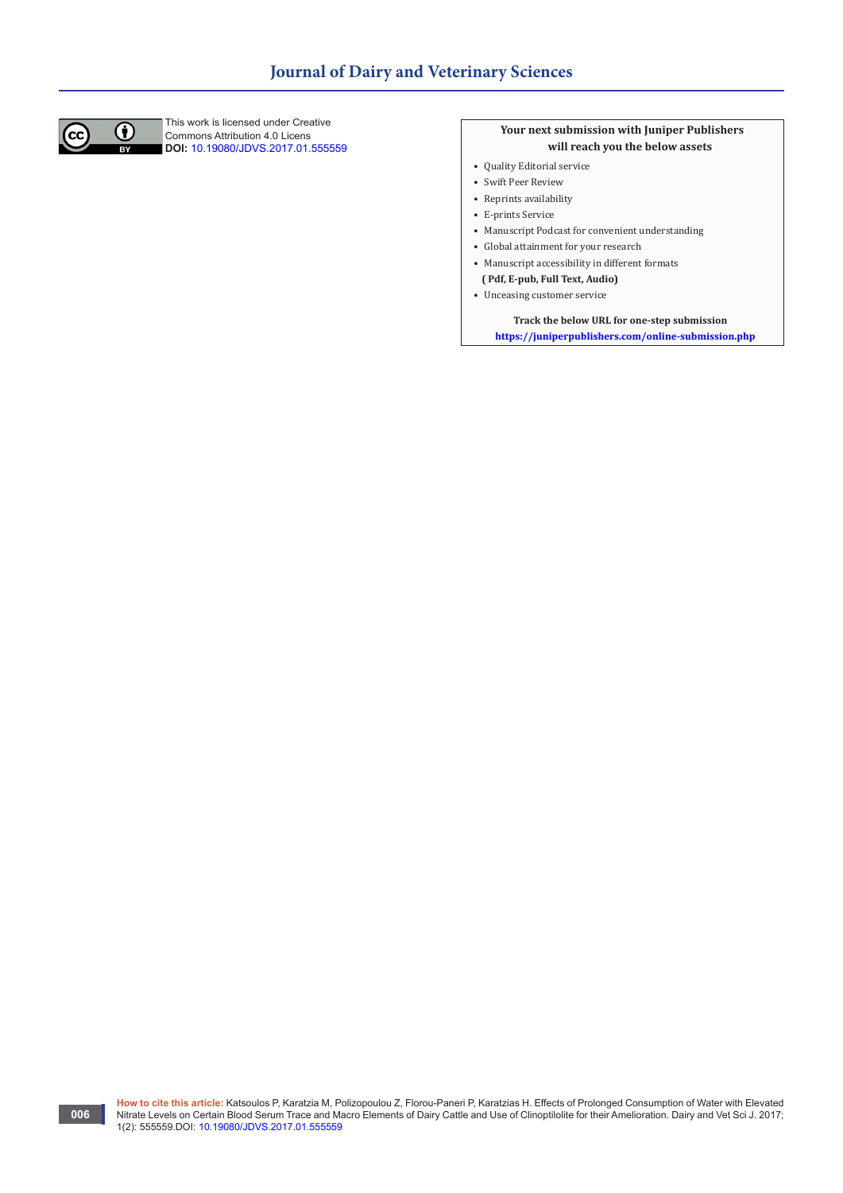This work is licensed under Creative Commons Attribution 4.0 Licens
**DOI:** 10.19080/JDVS.2017.01.555559

**Your next submission with Juniper Publishers will reach you the below assets**

- Quality Editorial service
- Swift Peer Review
- Reprints availability
- E-prints Service
- Manuscript Podcast for convenient understanding
- Global attainment for your research
- Manuscript accessibility in different formats

**( Pdf, E-pub, Full Text, Audio)**

- Unceasing customer service

**Track the below URL for one-step submission**
**https://juniperpublishers.com/online-submission.php**

**How to cite this article:** Katsoulos P, Karatzia M, Polizopoulou Z, Florou-Paneri P, Karatzias H. Effects of Prolonged Consumption of Water with Elevated Nitrate Levels on Certain Blood Serum Trace and Macro Elements of Dairy Cattle and Use of Clinoptilolite for their Amelioration. Dairy and Vet Sci J. 2017; 1(2): 555559.DOI: 10.19080/JDVS.2017.01.555559